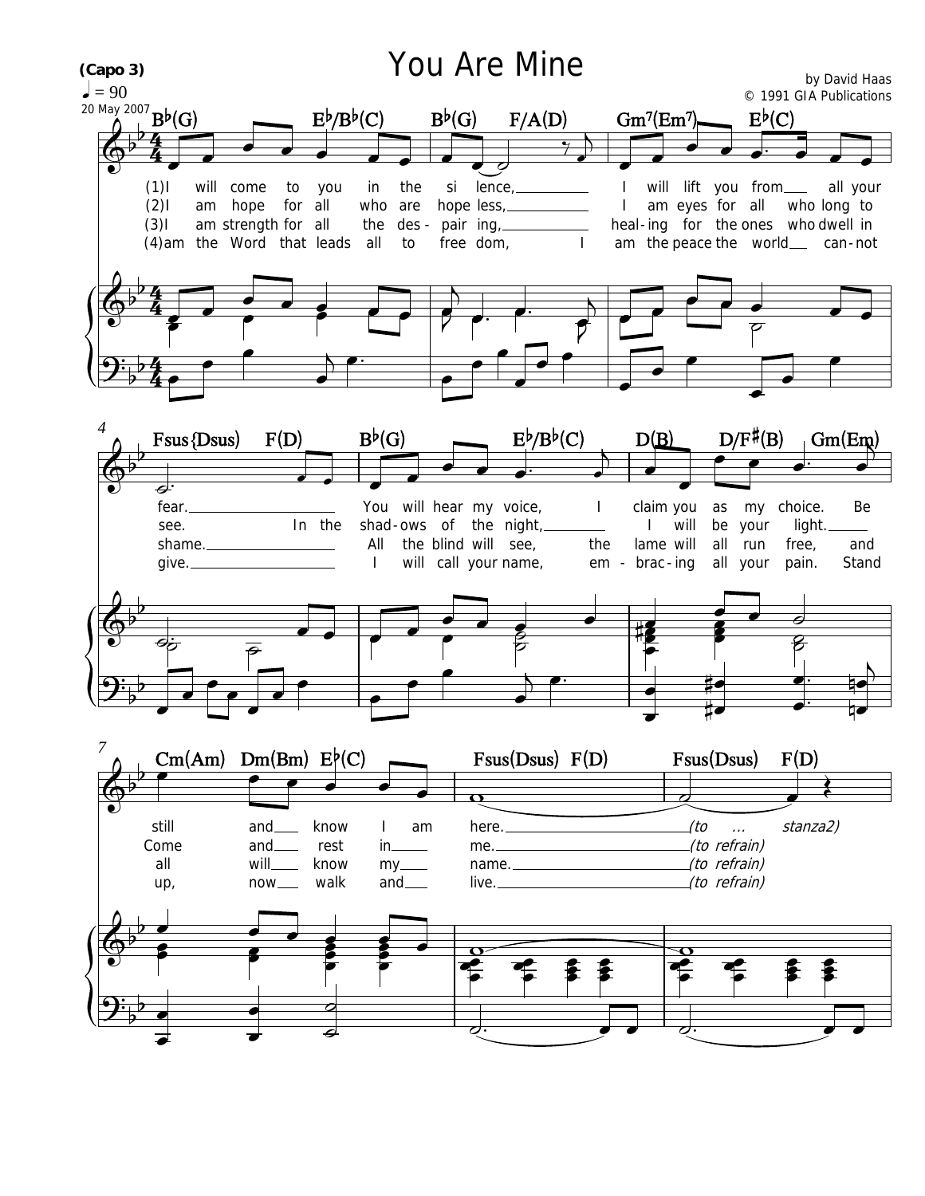# You Are Mine

**(Capo 3)**

♩ = 90

20 May 2007

by David Haas

© 1991 GIA Publications

(1) I will come to you in the silence, I will lift you from all your fear. You will hear my voice, I claim you as my choice. Be still and know I am here. *(to ... stanza2)*

(2) I am hope for all who are hopeless, I am eyes for all who long to see. In the shadows of the night, I will be your light. Come and rest in me. *(to refrain)*

(3) I am strength for all the despairing, healing for the ones who dwell in shame. All the blind will see, the lame will all run free, and all will know my name. *(to refrain)*

(4) am the Word that leads all to freedom, I am the peace the world cannot give. I will call your name, embracing all your pain. Stand up, now walk and live. *(to refrain)*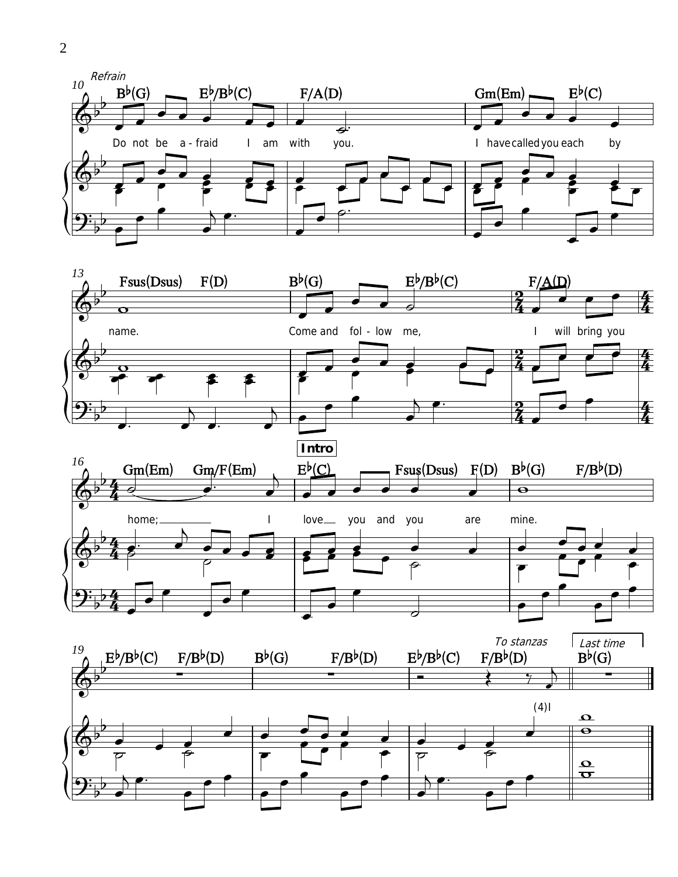*Refrain*

B♭(G) E♭/B♭(C) F/A(D) Gm(Em) E♭(C)

Do not be a - fraid I am with you. I have called you each by

Fsus(Dsus) F(D) B♭(G) E♭/B♭(C) F/A(D)

name. Come and fol - low me, I will bring you

**Intro**

Gm(Em) Gm/F(Em) E♭(C) Fsus(Dsus) F(D) B♭(G) F/B♭(D)

home; I love you and you are mine.

E♭/B♭(C) F/B♭(D) B♭(G) F/B♭(D) E♭/B♭(C) F/B♭(D) B♭(G)

*To stanzas* *Last time*

(4) I